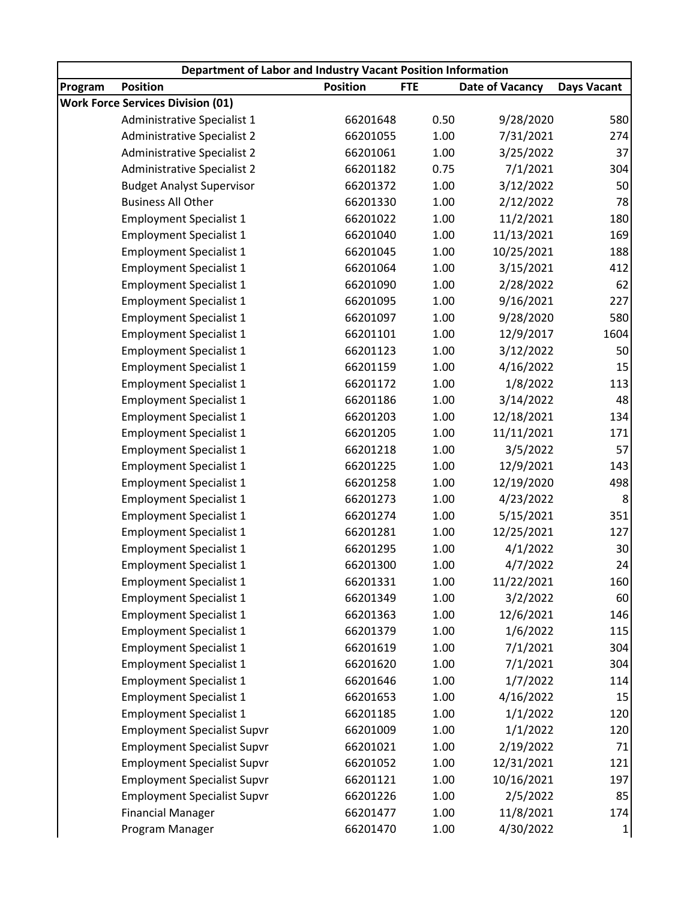| Department of Labor and Industry Vacant Position Information | | | | | |
|---|---|---|---|---|---|
| **Program** | **Position** | **Position** | **FTE** | **Date of Vacancy** | **Days Vacant** |
| **Work Force Services Division (01)** | | | | | |
| | Administrative Specialist 1 | 66201648 | 0.50 | 9/28/2020 | 580 |
| | Administrative Specialist 2 | 66201055 | 1.00 | 7/31/2021 | 274 |
| | Administrative Specialist 2 | 66201061 | 1.00 | 3/25/2022 | 37 |
| | Administrative Specialist 2 | 66201182 | 0.75 | 7/1/2021 | 304 |
| | Budget Analyst Supervisor | 66201372 | 1.00 | 3/12/2022 | 50 |
| | Business All Other | 66201330 | 1.00 | 2/12/2022 | 78 |
| | Employment Specialist 1 | 66201022 | 1.00 | 11/2/2021 | 180 |
| | Employment Specialist 1 | 66201040 | 1.00 | 11/13/2021 | 169 |
| | Employment Specialist 1 | 66201045 | 1.00 | 10/25/2021 | 188 |
| | Employment Specialist 1 | 66201064 | 1.00 | 3/15/2021 | 412 |
| | Employment Specialist 1 | 66201090 | 1.00 | 2/28/2022 | 62 |
| | Employment Specialist 1 | 66201095 | 1.00 | 9/16/2021 | 227 |
| | Employment Specialist 1 | 66201097 | 1.00 | 9/28/2020 | 580 |
| | Employment Specialist 1 | 66201101 | 1.00 | 12/9/2017 | 1604 |
| | Employment Specialist 1 | 66201123 | 1.00 | 3/12/2022 | 50 |
| | Employment Specialist 1 | 66201159 | 1.00 | 4/16/2022 | 15 |
| | Employment Specialist 1 | 66201172 | 1.00 | 1/8/2022 | 113 |
| | Employment Specialist 1 | 66201186 | 1.00 | 3/14/2022 | 48 |
| | Employment Specialist 1 | 66201203 | 1.00 | 12/18/2021 | 134 |
| | Employment Specialist 1 | 66201205 | 1.00 | 11/11/2021 | 171 |
| | Employment Specialist 1 | 66201218 | 1.00 | 3/5/2022 | 57 |
| | Employment Specialist 1 | 66201225 | 1.00 | 12/9/2021 | 143 |
| | Employment Specialist 1 | 66201258 | 1.00 | 12/19/2020 | 498 |
| | Employment Specialist 1 | 66201273 | 1.00 | 4/23/2022 | 8 |
| | Employment Specialist 1 | 66201274 | 1.00 | 5/15/2021 | 351 |
| | Employment Specialist 1 | 66201281 | 1.00 | 12/25/2021 | 127 |
| | Employment Specialist 1 | 66201295 | 1.00 | 4/1/2022 | 30 |
| | Employment Specialist 1 | 66201300 | 1.00 | 4/7/2022 | 24 |
| | Employment Specialist 1 | 66201331 | 1.00 | 11/22/2021 | 160 |
| | Employment Specialist 1 | 66201349 | 1.00 | 3/2/2022 | 60 |
| | Employment Specialist 1 | 66201363 | 1.00 | 12/6/2021 | 146 |
| | Employment Specialist 1 | 66201379 | 1.00 | 1/6/2022 | 115 |
| | Employment Specialist 1 | 66201619 | 1.00 | 7/1/2021 | 304 |
| | Employment Specialist 1 | 66201620 | 1.00 | 7/1/2021 | 304 |
| | Employment Specialist 1 | 66201646 | 1.00 | 1/7/2022 | 114 |
| | Employment Specialist 1 | 66201653 | 1.00 | 4/16/2022 | 15 |
| | Employment Specialist 1 | 66201185 | 1.00 | 1/1/2022 | 120 |
| | Employment Specialist Supvr | 66201009 | 1.00 | 1/1/2022 | 120 |
| | Employment Specialist Supvr | 66201021 | 1.00 | 2/19/2022 | 71 |
| | Employment Specialist Supvr | 66201052 | 1.00 | 12/31/2021 | 121 |
| | Employment Specialist Supvr | 66201121 | 1.00 | 10/16/2021 | 197 |
| | Employment Specialist Supvr | 66201226 | 1.00 | 2/5/2022 | 85 |
| | Financial Manager | 66201477 | 1.00 | 11/8/2021 | 174 |
| | Program Manager | 66201470 | 1.00 | 4/30/2022 | 1 |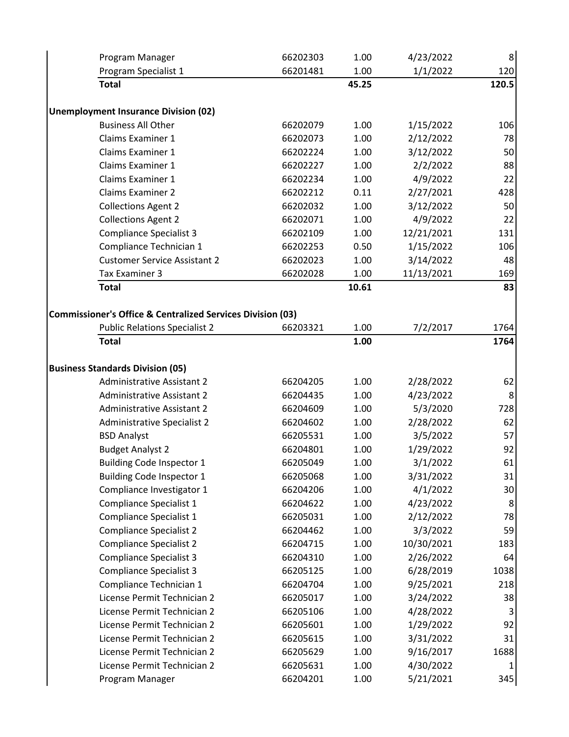| | | | | |
|---|---|---|---|---|
| Program Manager | 66202303 | 1.00 | 4/23/2022 | 8 |
| Program Specialist 1 | 66201481 | 1.00 | 1/1/2022 | 120 |
| **Total** | | **45.25** | | **120.5** |

**Unemployment Insurance Division (02)**

| | | | | |
|---|---|---|---|---|
| Business All Other | 66202079 | 1.00 | 1/15/2022 | 106 |
| Claims Examiner 1 | 66202073 | 1.00 | 2/12/2022 | 78 |
| Claims Examiner 1 | 66202224 | 1.00 | 3/12/2022 | 50 |
| Claims Examiner 1 | 66202227 | 1.00 | 2/2/2022 | 88 |
| Claims Examiner 1 | 66202234 | 1.00 | 4/9/2022 | 22 |
| Claims Examiner 2 | 66202212 | 0.11 | 2/27/2021 | 428 |
| Collections Agent 2 | 66202032 | 1.00 | 3/12/2022 | 50 |
| Collections Agent 2 | 66202071 | 1.00 | 4/9/2022 | 22 |
| Compliance Specialist 3 | 66202109 | 1.00 | 12/21/2021 | 131 |
| Compliance Technician 1 | 66202253 | 0.50 | 1/15/2022 | 106 |
| Customer Service Assistant 2 | 66202023 | 1.00 | 3/14/2022 | 48 |
| Tax Examiner 3 | 66202028 | 1.00 | 11/13/2021 | 169 |
| **Total** | | **10.61** | | **83** |

**Commissioner's Office & Centralized Services Division (03)**

| | | | | |
|---|---|---|---|---|
| Public Relations Specialist 2 | 66203321 | 1.00 | 7/2/2017 | 1764 |
| **Total** | | **1.00** | | **1764** |

**Business Standards Division (05)**

| | | | | |
|---|---|---|---|---|
| Administrative Assistant 2 | 66204205 | 1.00 | 2/28/2022 | 62 |
| Administrative Assistant 2 | 66204435 | 1.00 | 4/23/2022 | 8 |
| Administrative Assistant 2 | 66204609 | 1.00 | 5/3/2020 | 728 |
| Administrative Specialist 2 | 66204602 | 1.00 | 2/28/2022 | 62 |
| BSD Analyst | 66205531 | 1.00 | 3/5/2022 | 57 |
| Budget Analyst 2 | 66204801 | 1.00 | 1/29/2022 | 92 |
| Building Code Inspector 1 | 66205049 | 1.00 | 3/1/2022 | 61 |
| Building Code Inspector 1 | 66205068 | 1.00 | 3/31/2022 | 31 |
| Compliance Investigator 1 | 66204206 | 1.00 | 4/1/2022 | 30 |
| Compliance Specialist 1 | 66204622 | 1.00 | 4/23/2022 | 8 |
| Compliance Specialist 1 | 66205031 | 1.00 | 2/12/2022 | 78 |
| Compliance Specialist 2 | 66204462 | 1.00 | 3/3/2022 | 59 |
| Compliance Specialist 2 | 66204715 | 1.00 | 10/30/2021 | 183 |
| Compliance Specialist 3 | 66204310 | 1.00 | 2/26/2022 | 64 |
| Compliance Specialist 3 | 66205125 | 1.00 | 6/28/2019 | 1038 |
| Compliance Technician 1 | 66204704 | 1.00 | 9/25/2021 | 218 |
| License Permit Technician 2 | 66205017 | 1.00 | 3/24/2022 | 38 |
| License Permit Technician 2 | 66205106 | 1.00 | 4/28/2022 | 3 |
| License Permit Technician 2 | 66205601 | 1.00 | 1/29/2022 | 92 |
| License Permit Technician 2 | 66205615 | 1.00 | 3/31/2022 | 31 |
| License Permit Technician 2 | 66205629 | 1.00 | 9/16/2017 | 1688 |
| License Permit Technician 2 | 66205631 | 1.00 | 4/30/2022 | 1 |
| Program Manager | 66204201 | 1.00 | 5/21/2021 | 345 |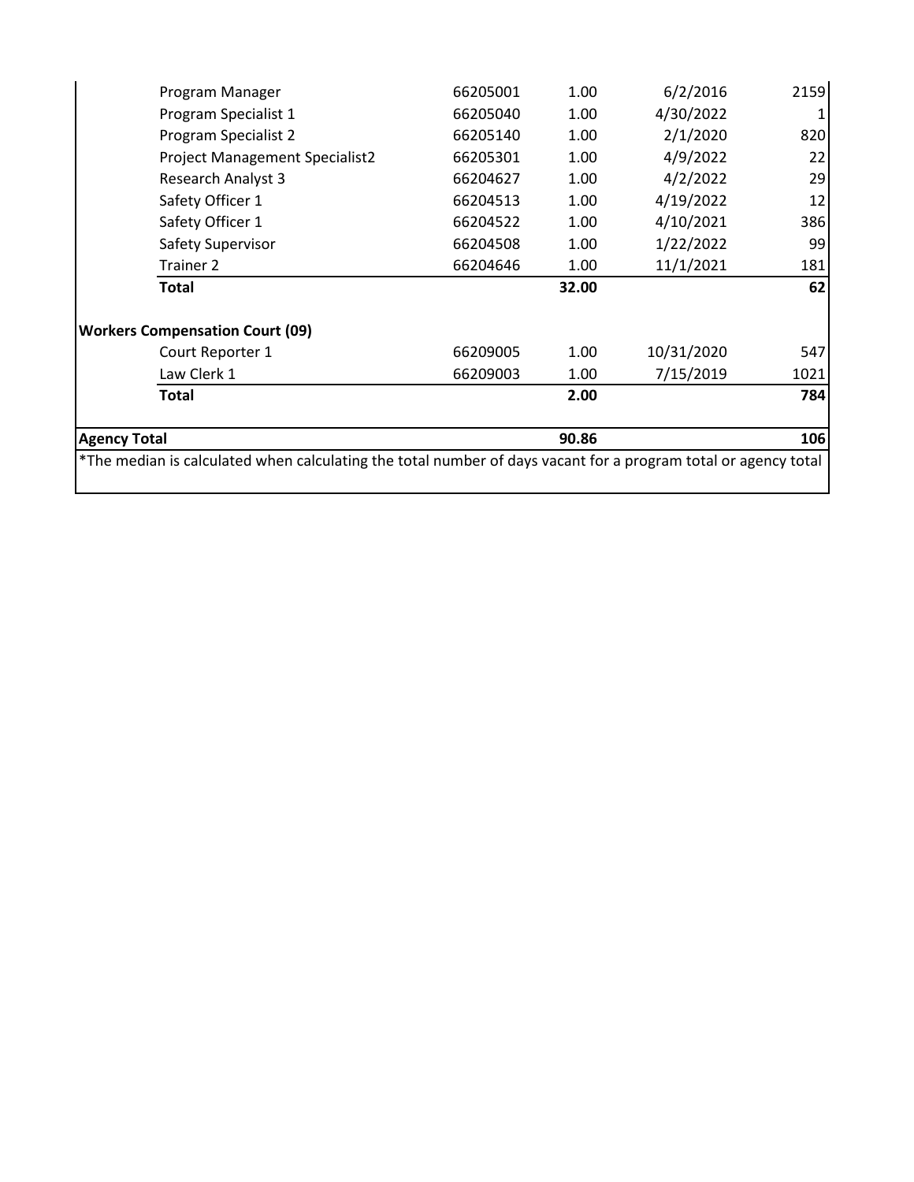| | | | | |
|---|---|---|---|---|
| Program Manager | 66205001 | 1.00 | 6/2/2016 | 2159 |
| Program Specialist 1 | 66205040 | 1.00 | 4/30/2022 | 1 |
| Program Specialist 2 | 66205140 | 1.00 | 2/1/2020 | 820 |
| Project Management Specialist2 | 66205301 | 1.00 | 4/9/2022 | 22 |
| Research Analyst 3 | 66204627 | 1.00 | 4/2/2022 | 29 |
| Safety Officer 1 | 66204513 | 1.00 | 4/19/2022 | 12 |
| Safety Officer 1 | 66204522 | 1.00 | 4/10/2021 | 386 |
| Safety Supervisor | 66204508 | 1.00 | 1/22/2022 | 99 |
| Trainer 2 | 66204646 | 1.00 | 11/1/2021 | 181 |
| **Total** | | **32.00** | | **62** |
| **Workers Compensation Court (09)** | | | | |
| Court Reporter 1 | 66209005 | 1.00 | 10/31/2020 | 547 |
| Law Clerk 1 | 66209003 | 1.00 | 7/15/2019 | 1021 |
| **Total** | | **2.00** | | **784** |
| **Agency Total** | | **90.86** | | **106** |

*The median is calculated when calculating the total number of days vacant for a program total or agency total